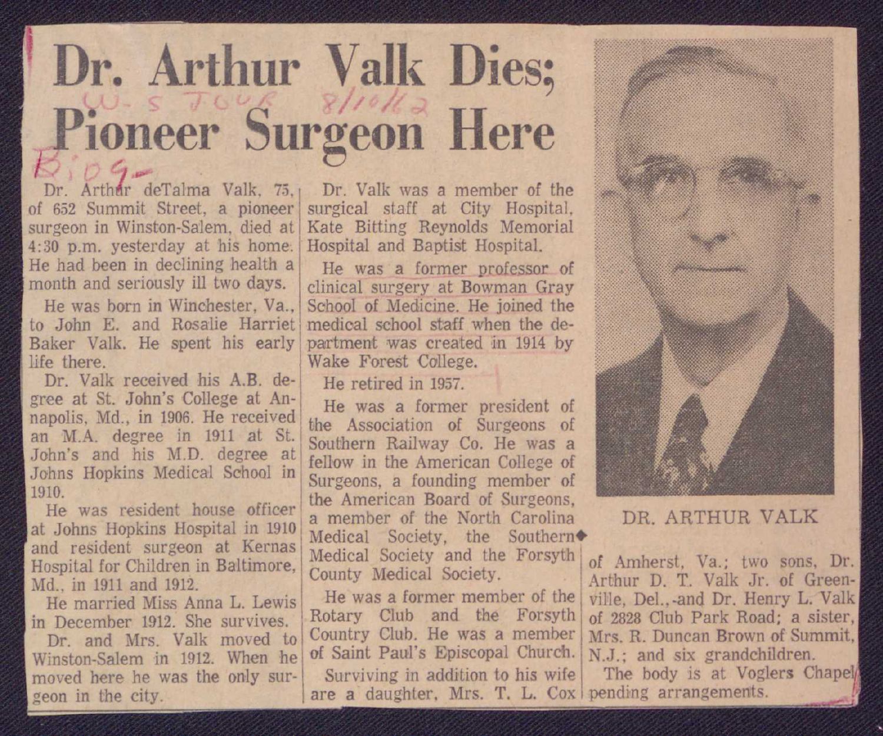# Dr. Arthur Valk Dies; Pioneer Surgeon Here

W-S Jour 8/10/62

Biog-

Dr. Arthur deTalma Valk, 75, of 652 Summit Street, a pioneer surgeon in Winston-Salem, died at 4:30 p.m. yesterday at his home. He had been in declining health a month and seriously ill two days.

He was born in Winchester, Va., to John E. and Rosalie Harriet Baker Valk. He spent his early life there.

Dr. Valk received his A.B. degree at St. John's College at Annapolis, Md., in 1906. He received an M.A. degree in 1911 at St. John's and his M.D. degree at Johns Hopkins Medical School in 1910.

He was resident house officer at Johns Hopkins Hospital in 1910 and resident surgeon at Kernas Hospital for Children in Baltimore, Md., in 1911 and 1912.

He married Miss Anna L. Lewis in December 1912. She survives.

Dr. and Mrs. Valk moved to Winston-Salem in 1912. When he moved here he was the only surgeon in the city.

Dr. Valk was a member of the surgical staff at City Hospital, Kate Bitting Reynolds Memorial Hospital and Baptist Hospital.

He was a former professor of clinical surgery at Bowman Gray School of Medicine. He joined the medical school staff when the department was created in 1914 by Wake Forest College.

He retired in 1957.

He was a former president of the Association of Surgeons of Southern Railway Co. He was a fellow in the American College of Surgeons, a founding member of the American Board of Surgeons, a member of the North Carolina Medical Society, the Southern Medical Society and the Forsyth County Medical Society.

He was a former member of the Rotary Club and the Forsyth Country Club. He was a member of Saint Paul's Episcopal Church.

Surviving in addition to his wife are a daughter, Mrs. T. L. Cox of Amherst, Va.; two sons, Dr. Arthur D. T. Valk Jr. of Greenville, Del., and Dr. Henry L. Valk of 2828 Club Park Road; a sister, Mrs. R. Duncan Brown of Summit, N.J.; and six grandchildren.

The body is at Voglers Chapel pending arrangements.

DR. ARTHUR VALK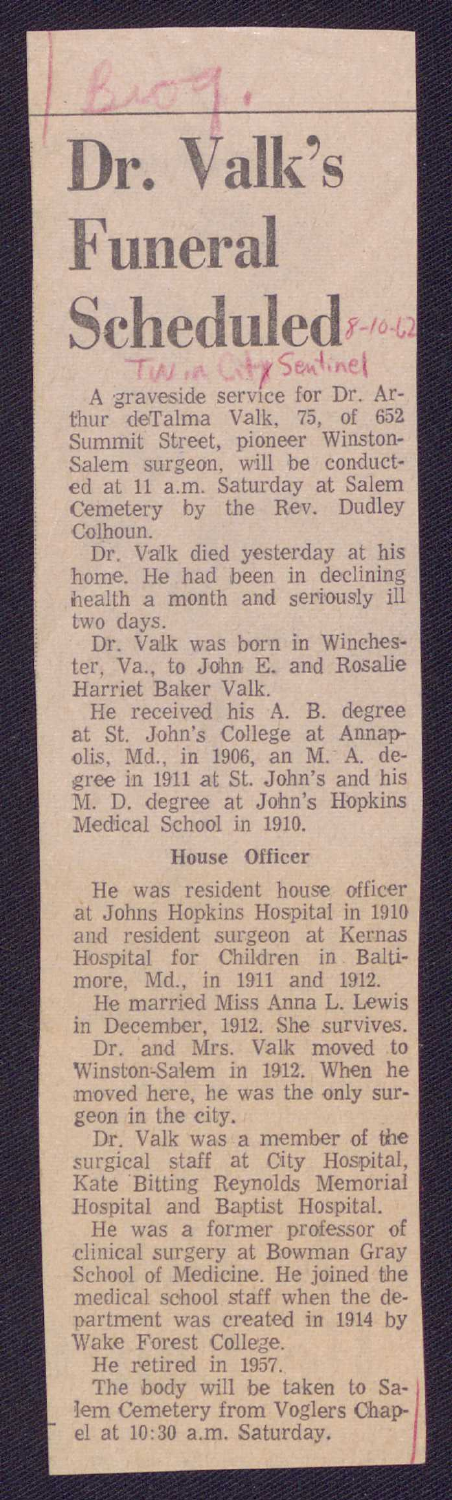Biog.

# Dr. Valk's Funeral Scheduled

8-10-62

Twin City Sentinel

A graveside service for Dr. Arthur deTalma Valk, 75, of 652 Summit Street, pioneer Winston-Salem surgeon, will be conducted at 11 a.m. Saturday at Salem Cemetery by the Rev. Dudley Colhoun.

Dr. Valk died yesterday at his home. He had been in declining health a month and seriously ill two days.

Dr. Valk was born in Winchester, Va., to John E. and Rosalie Harriet Baker Valk.

He received his A. B. degree at St. John's College at Annapolis, Md., in 1906, an M. A. degree in 1911 at St. John's and his M. D. degree at John's Hopkins Medical School in 1910.

### House Officer

He was resident house officer at Johns Hopkins Hospital in 1910 and resident surgeon at Kernas Hospital for Children in Baltimore, Md., in 1911 and 1912.

He married Miss Anna L. Lewis in December, 1912. She survives.

Dr. and Mrs. Valk moved to Winston-Salem in 1912. When he moved here, he was the only surgeon in the city.

Dr. Valk was a member of the surgical staff at City Hospital, Kate Bitting Reynolds Memorial Hospital and Baptist Hospital.

He was a former professor of clinical surgery at Bowman Gray School of Medicine. He joined the medical school staff when the department was created in 1914 by Wake Forest College.

He retired in 1957.

The body will be taken to Salem Cemetery from Voglers Chapel at 10:30 a.m. Saturday.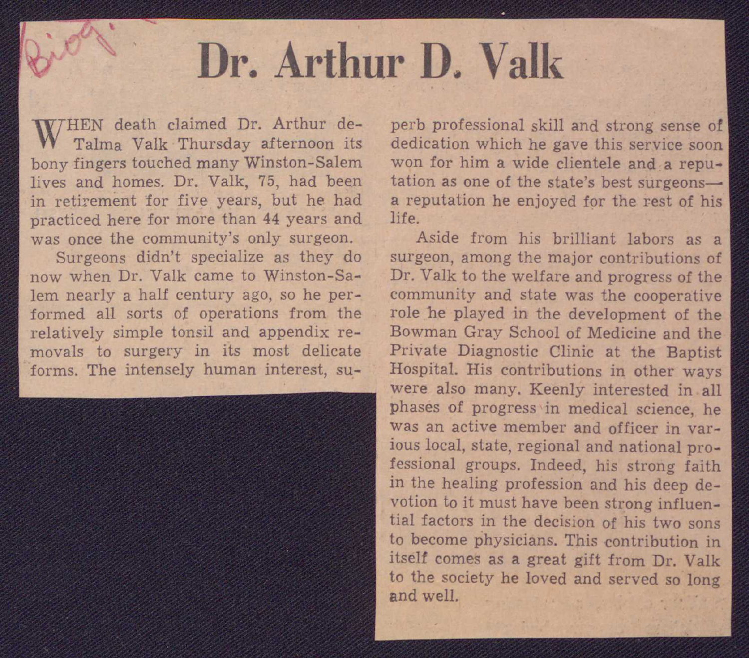# Dr. Arthur D. Valk

WHEN death claimed Dr. Arthur deTalma Valk Thursday afternoon its bony fingers touched many Winston-Salem lives and homes. Dr. Valk, 75, had been in retirement for five years, but he had practiced here for more than 44 years and was once the community's only surgeon.

Surgeons didn't specialize as they do now when Dr. Valk came to Winston-Salem nearly a half century ago, so he performed all sorts of operations from the relatively simple tonsil and appendix removals to surgery in its most delicate forms. The intensely human interest, superb professional skill and strong sense of dedication which he gave this service soon won for him a wide clientele and a reputation as one of the state's best surgeons—a reputation he enjoyed for the rest of his life.

Aside from his brilliant labors as a surgeon, among the major contributions of Dr. Valk to the welfare and progress of the community and state was the cooperative role he played in the development of the Bowman Gray School of Medicine and the Private Diagnostic Clinic at the Baptist Hospital. His contributions in other ways were also many. Keenly interested in all phases of progress in medical science, he was an active member and officer in various local, state, regional and national professional groups. Indeed, his strong faith in the healing profession and his deep devotion to it must have been strong influential factors in the decision of his two sons to become physicians. This contribution in itself comes as a great gift from Dr. Valk to the society he loved and served so long and well.